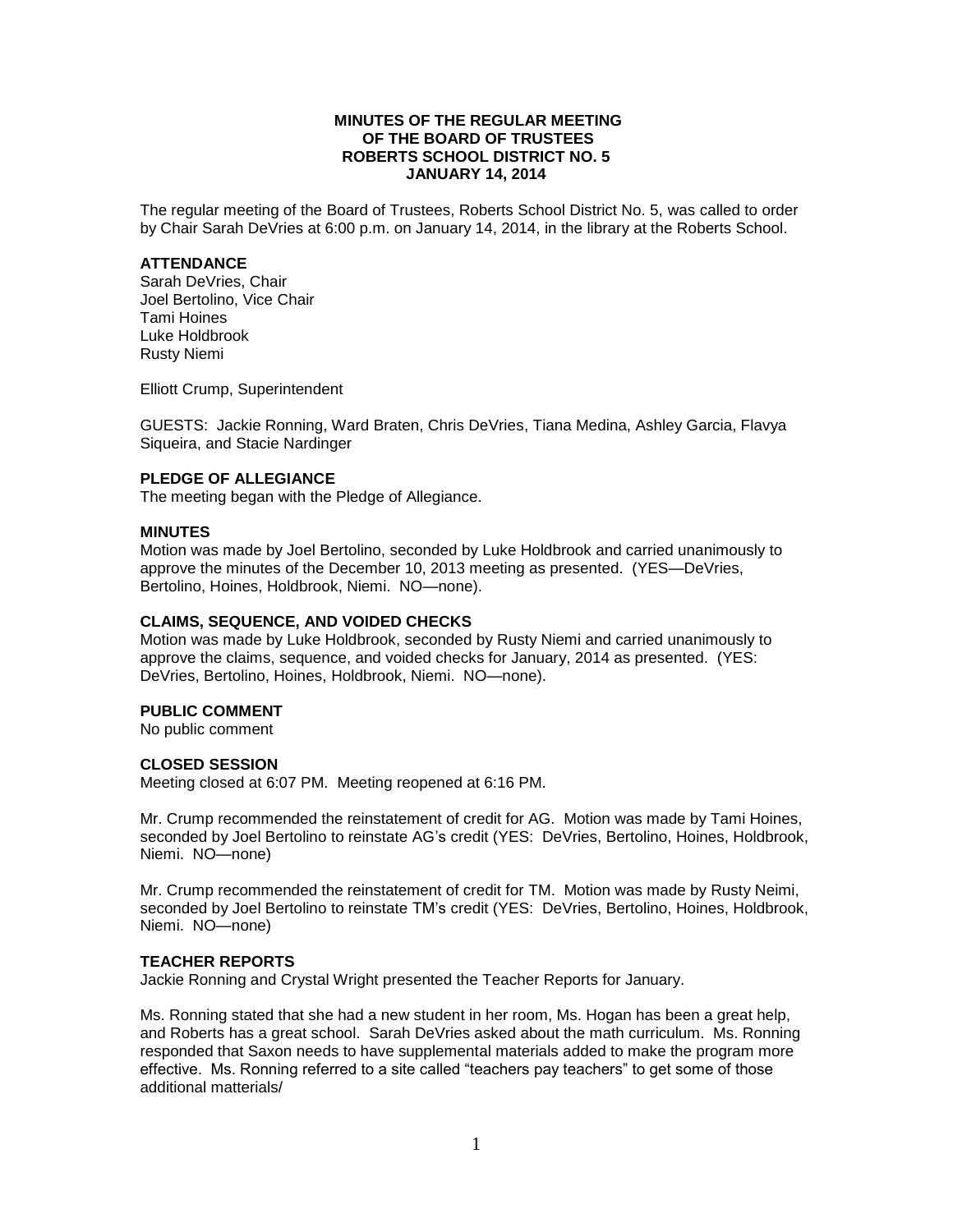**MINUTES OF THE REGULAR MEETING**
**OF THE BOARD OF TRUSTEES**
**ROBERTS SCHOOL DISTRICT NO. 5**
**JANUARY 14, 2014**

The regular meeting of the Board of Trustees, Roberts School District No. 5, was called to order by Chair Sarah DeVries at 6:00 p.m. on January 14, 2014, in the library at the Roberts School.

**ATTENDANCE**

Sarah DeVries, Chair
Joel Bertolino, Vice Chair
Tami Hoines
Luke Holdbrook
Rusty Niemi

Elliott Crump, Superintendent

GUESTS: Jackie Ronning, Ward Braten, Chris DeVries, Tiana Medina, Ashley Garcia, Flavya Siqueira, and Stacie Nardinger

**PLEDGE OF ALLEGIANCE**

The meeting began with the Pledge of Allegiance.

**MINUTES**

Motion was made by Joel Bertolino, seconded by Luke Holdbrook and carried unanimously to approve the minutes of the December 10, 2013 meeting as presented. (YES—DeVries, Bertolino, Hoines, Holdbrook, Niemi. NO—none).

**CLAIMS, SEQUENCE, AND VOIDED CHECKS**

Motion was made by Luke Holdbrook, seconded by Rusty Niemi and carried unanimously to approve the claims, sequence, and voided checks for January, 2014 as presented. (YES: DeVries, Bertolino, Hoines, Holdbrook, Niemi. NO—none).

**PUBLIC COMMENT**

No public comment

**CLOSED SESSION**

Meeting closed at 6:07 PM. Meeting reopened at 6:16 PM.

Mr. Crump recommended the reinstatement of credit for AG. Motion was made by Tami Hoines, seconded by Joel Bertolino to reinstate AG's credit (YES: DeVries, Bertolino, Hoines, Holdbrook, Niemi. NO—none)

Mr. Crump recommended the reinstatement of credit for TM. Motion was made by Rusty Neimi, seconded by Joel Bertolino to reinstate TM's credit (YES: DeVries, Bertolino, Hoines, Holdbrook, Niemi. NO—none)

**TEACHER REPORTS**

Jackie Ronning and Crystal Wright presented the Teacher Reports for January.

Ms. Ronning stated that she had a new student in her room, Ms. Hogan has been a great help, and Roberts has a great school. Sarah DeVries asked about the math curriculum. Ms. Ronning responded that Saxon needs to have supplemental materials added to make the program more effective. Ms. Ronning referred to a site called "teachers pay teachers" to get some of those additional matterials/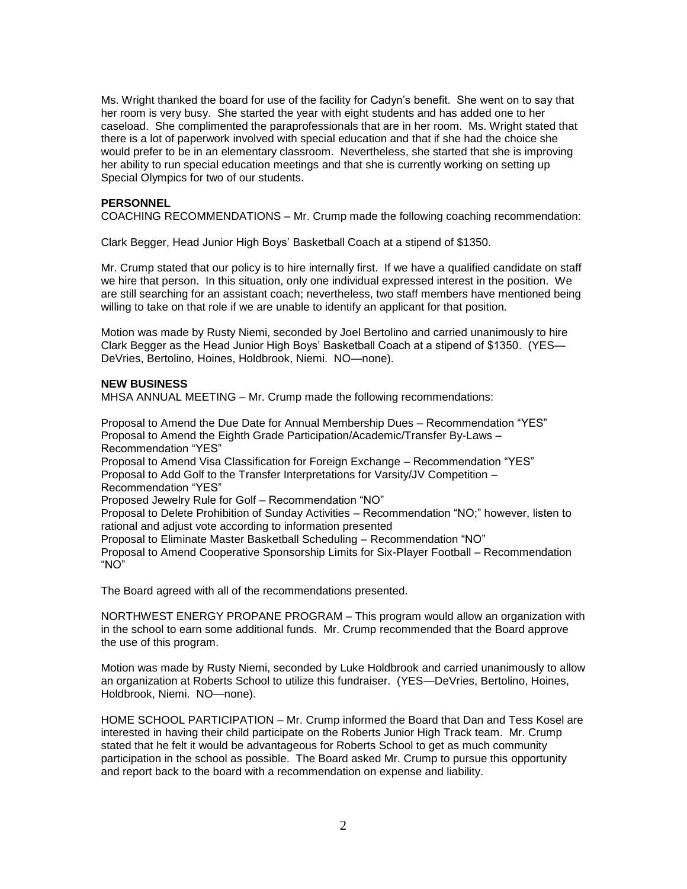Ms. Wright thanked the board for use of the facility for Cadyn's benefit. She went on to say that her room is very busy. She started the year with eight students and has added one to her caseload. She complimented the paraprofessionals that are in her room. Ms. Wright stated that there is a lot of paperwork involved with special education and that if she had the choice she would prefer to be in an elementary classroom. Nevertheless, she started that she is improving her ability to run special education meetings and that she is currently working on setting up Special Olympics for two of our students.

**PERSONNEL**

COACHING RECOMMENDATIONS – Mr. Crump made the following coaching recommendation:

Clark Begger, Head Junior High Boys' Basketball Coach at a stipend of $1350.

Mr. Crump stated that our policy is to hire internally first. If we have a qualified candidate on staff we hire that person. In this situation, only one individual expressed interest in the position. We are still searching for an assistant coach; nevertheless, two staff members have mentioned being willing to take on that role if we are unable to identify an applicant for that position.

Motion was made by Rusty Niemi, seconded by Joel Bertolino and carried unanimously to hire Clark Begger as the Head Junior High Boys' Basketball Coach at a stipend of $1350. (YES—DeVries, Bertolino, Hoines, Holdbrook, Niemi. NO—none).

**NEW BUSINESS**

MHSA ANNUAL MEETING – Mr. Crump made the following recommendations:

Proposal to Amend the Due Date for Annual Membership Dues – Recommendation "YES"
Proposal to Amend the Eighth Grade Participation/Academic/Transfer By-Laws – Recommendation "YES"
Proposal to Amend Visa Classification for Foreign Exchange – Recommendation "YES"
Proposal to Add Golf to the Transfer Interpretations for Varsity/JV Competition – Recommendation "YES"
Proposed Jewelry Rule for Golf – Recommendation "NO"
Proposal to Delete Prohibition of Sunday Activities – Recommendation "NO;" however, listen to rational and adjust vote according to information presented
Proposal to Eliminate Master Basketball Scheduling – Recommendation "NO"
Proposal to Amend Cooperative Sponsorship Limits for Six-Player Football – Recommendation "NO"

The Board agreed with all of the recommendations presented.

NORTHWEST ENERGY PROPANE PROGRAM – This program would allow an organization with in the school to earn some additional funds. Mr. Crump recommended that the Board approve the use of this program.

Motion was made by Rusty Niemi, seconded by Luke Holdbrook and carried unanimously to allow an organization at Roberts School to utilize this fundraiser. (YES—DeVries, Bertolino, Hoines, Holdbrook, Niemi. NO—none).

HOME SCHOOL PARTICIPATION – Mr. Crump informed the Board that Dan and Tess Kosel are interested in having their child participate on the Roberts Junior High Track team. Mr. Crump stated that he felt it would be advantageous for Roberts School to get as much community participation in the school as possible. The Board asked Mr. Crump to pursue this opportunity and report back to the board with a recommendation on expense and liability.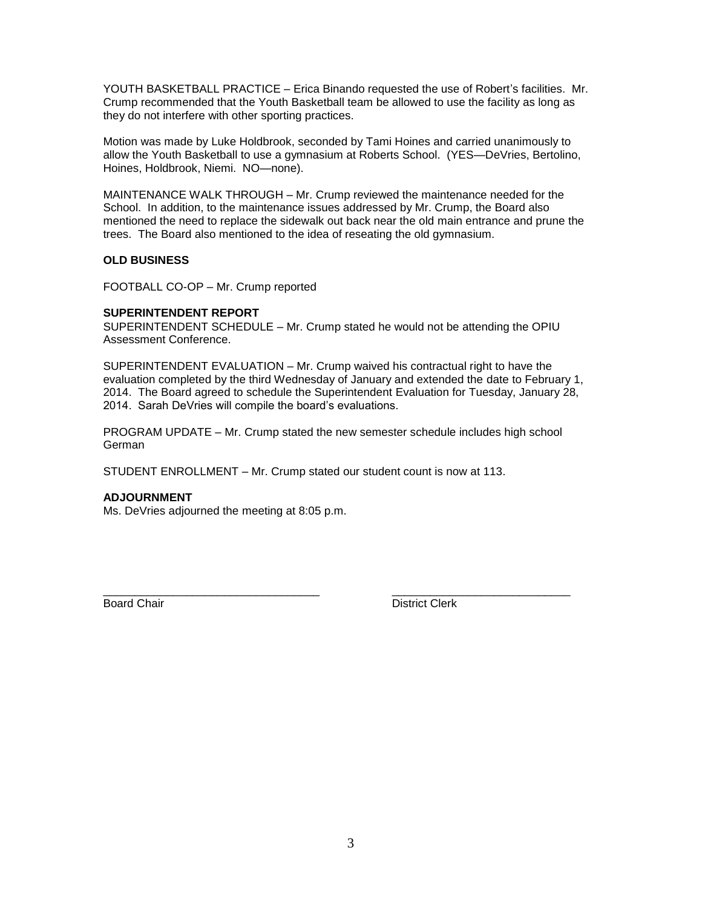YOUTH BASKETBALL PRACTICE – Erica Binando requested the use of Robert's facilities. Mr. Crump recommended that the Youth Basketball team be allowed to use the facility as long as they do not interfere with other sporting practices.

Motion was made by Luke Holdbrook, seconded by Tami Hoines and carried unanimously to allow the Youth Basketball to use a gymnasium at Roberts School. (YES—DeVries, Bertolino, Hoines, Holdbrook, Niemi. NO—none).

MAINTENANCE WALK THROUGH – Mr. Crump reviewed the maintenance needed for the School. In addition, to the maintenance issues addressed by Mr. Crump, the Board also mentioned the need to replace the sidewalk out back near the old main entrance and prune the trees. The Board also mentioned to the idea of reseating the old gymnasium.

**OLD BUSINESS**

FOOTBALL CO-OP – Mr. Crump reported

**SUPERINTENDENT REPORT**

SUPERINTENDENT SCHEDULE – Mr. Crump stated he would not be attending the OPIU Assessment Conference.

SUPERINTENDENT EVALUATION – Mr. Crump waived his contractual right to have the evaluation completed by the third Wednesday of January and extended the date to February 1, 2014. The Board agreed to schedule the Superintendent Evaluation for Tuesday, January 28, 2014. Sarah DeVries will compile the board's evaluations.

PROGRAM UPDATE – Mr. Crump stated the new semester schedule includes high school German

STUDENT ENROLLMENT – Mr. Crump stated our student count is now at 113.

**ADJOURNMENT**

Ms. DeVries adjourned the meeting at 8:05 p.m.

\_\_\_\_\_\_\_\_\_\_\_\_\_\_\_\_\_\_\_\_\_\_\_\_\_\_\_\_\_\_\_\_\_\_ \_\_\_\_\_\_\_\_\_\_\_\_\_\_\_\_\_\_\_\_\_\_\_\_\_\_\_\_\_\_

Board Chair District Clerk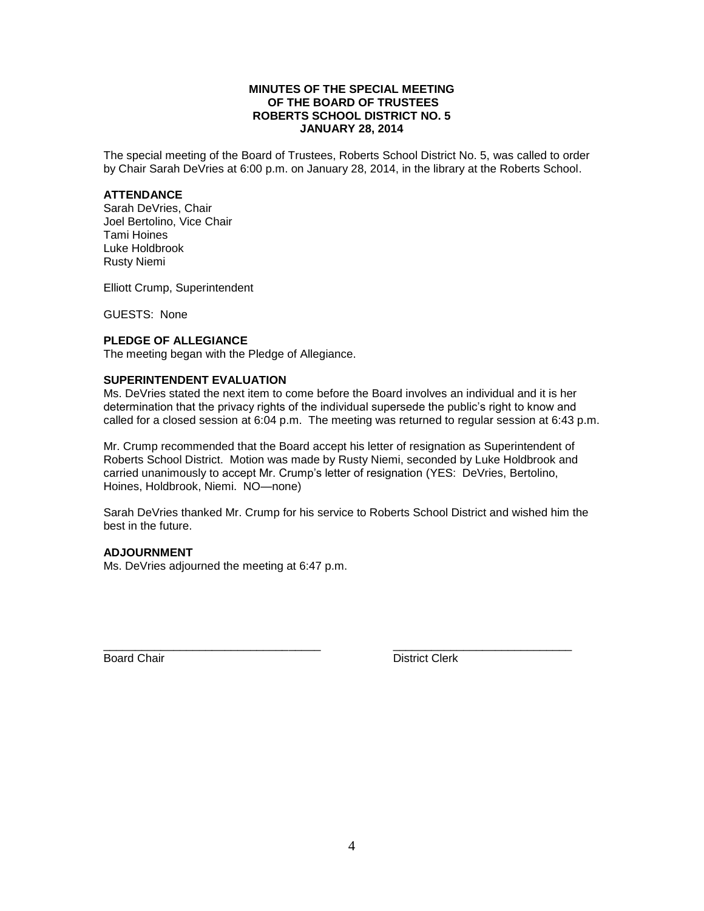**MINUTES OF THE SPECIAL MEETING**
**OF THE BOARD OF TRUSTEES**
**ROBERTS SCHOOL DISTRICT NO. 5**
**JANUARY 28, 2014**

The special meeting of the Board of Trustees, Roberts School District No. 5, was called to order by Chair Sarah DeVries at 6:00 p.m. on January 28, 2014, in the library at the Roberts School.

**ATTENDANCE**

Sarah DeVries, Chair
Joel Bertolino, Vice Chair
Tami Hoines
Luke Holdbrook
Rusty Niemi

Elliott Crump, Superintendent

GUESTS: None

**PLEDGE OF ALLEGIANCE**

The meeting began with the Pledge of Allegiance.

**SUPERINTENDENT EVALUATION**

Ms. DeVries stated the next item to come before the Board involves an individual and it is her determination that the privacy rights of the individual supersede the public's right to know and called for a closed session at 6:04 p.m. The meeting was returned to regular session at 6:43 p.m.

Mr. Crump recommended that the Board accept his letter of resignation as Superintendent of Roberts School District. Motion was made by Rusty Niemi, seconded by Luke Holdbrook and carried unanimously to accept Mr. Crump's letter of resignation (YES: DeVries, Bertolino, Hoines, Holdbrook, Niemi. NO—none)

Sarah DeVries thanked Mr. Crump for his service to Roberts School District and wished him the best in the future.

**ADJOURNMENT**

Ms. DeVries adjourned the meeting at 6:47 p.m.

\_\_\_\_\_\_\_\_\_\_\_\_\_\_\_\_\_\_\_\_\_\_\_\_\_\_\_\_\_\_\_\_\_\_ \_\_\_\_\_\_\_\_\_\_\_\_\_\_\_\_\_\_\_\_\_\_\_\_\_\_\_\_\_\_
Board Chair District Clerk